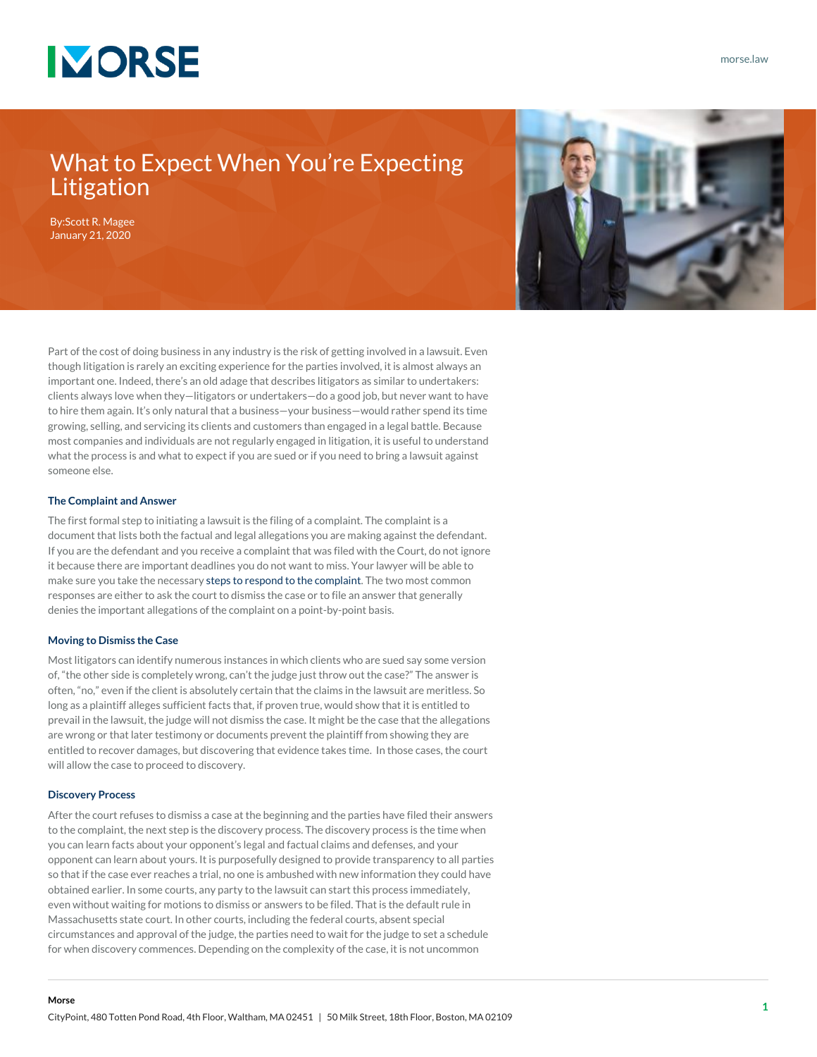# What to Expect When You're Expecting Litigation

By:Scott R. Magee
January 21, 2020

Part of the cost of doing business in any industry is the risk of getting involved in a lawsuit. Even though litigation is rarely an exciting experience for the parties involved, it is almost always an important one. Indeed, there's an old adage that describes litigators as similar to undertakers: clients always love when they—litigators or undertakers—do a good job, but never want to have to hire them again. It's only natural that a business—your business—would rather spend its time growing, selling, and servicing its clients and customers than engaged in a legal battle. Because most companies and individuals are not regularly engaged in litigation, it is useful to understand what the process is and what to expect if you are sued or if you need to bring a lawsuit against someone else.

### The Complaint and Answer

The first formal step to initiating a lawsuit is the filing of a complaint. The complaint is a document that lists both the factual and legal allegations you are making against the defendant. If you are the defendant and you receive a complaint that was filed with the Court, do not ignore it because there are important deadlines you do not want to miss. Your lawyer will be able to make sure you take the necessary steps to respond to the complaint. The two most common responses are either to ask the court to dismiss the case or to file an answer that generally denies the important allegations of the complaint on a point-by-point basis.

### Moving to Dismiss the Case

Most litigators can identify numerous instances in which clients who are sued say some version of, "the other side is completely wrong, can't the judge just throw out the case?" The answer is often, "no," even if the client is absolutely certain that the claims in the lawsuit are meritless. So long as a plaintiff alleges sufficient facts that, if proven true, would show that it is entitled to prevail in the lawsuit, the judge will not dismiss the case. It might be the case that the allegations are wrong or that later testimony or documents prevent the plaintiff from showing they are entitled to recover damages, but discovering that evidence takes time. In those cases, the court will allow the case to proceed to discovery.

### Discovery Process

After the court refuses to dismiss a case at the beginning and the parties have filed their answers to the complaint, the next step is the discovery process. The discovery process is the time when you can learn facts about your opponent's legal and factual claims and defenses, and your opponent can learn about yours. It is purposefully designed to provide transparency to all parties so that if the case ever reaches a trial, no one is ambushed with new information they could have obtained earlier. In some courts, any party to the lawsuit can start this process immediately, even without waiting for motions to dismiss or answers to be filed. That is the default rule in Massachusetts state court. In other courts, including the federal courts, absent special circumstances and approval of the judge, the parties need to wait for the judge to set a schedule for when discovery commences. Depending on the complexity of the case, it is not uncommon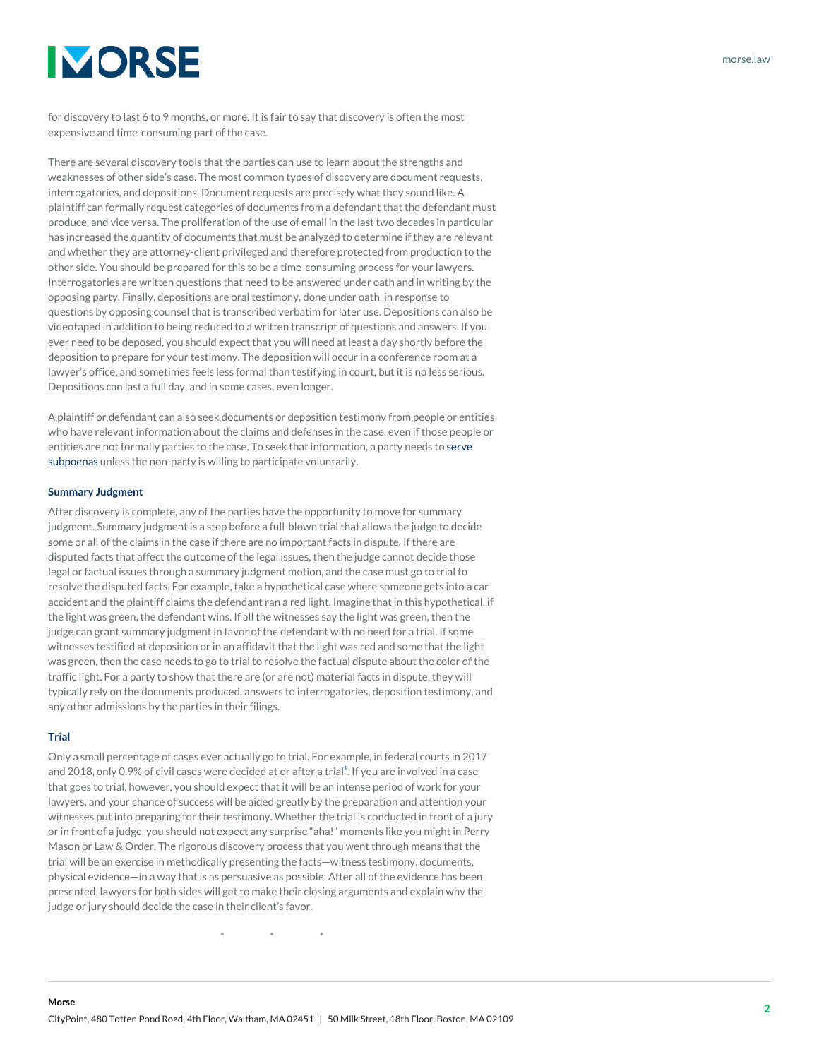for discovery to last 6 to 9 months, or more. It is fair to say that discovery is often the most expensive and time-consuming part of the case.

There are several discovery tools that the parties can use to learn about the strengths and weaknesses of other side's case. The most common types of discovery are document requests, interrogatories, and depositions. Document requests are precisely what they sound like. A plaintiff can formally request categories of documents from a defendant that the defendant must produce, and vice versa. The proliferation of the use of email in the last two decades in particular has increased the quantity of documents that must be analyzed to determine if they are relevant and whether they are attorney-client privileged and therefore protected from production to the other side. You should be prepared for this to be a time-consuming process for your lawyers. Interrogatories are written questions that need to be answered under oath and in writing by the opposing party. Finally, depositions are oral testimony, done under oath, in response to questions by opposing counsel that is transcribed verbatim for later use. Depositions can also be videotaped in addition to being reduced to a written transcript of questions and answers. If you ever need to be deposed, you should expect that you will need at least a day shortly before the deposition to prepare for your testimony. The deposition will occur in a conference room at a lawyer's office, and sometimes feels less formal than testifying in court, but it is no less serious. Depositions can last a full day, and in some cases, even longer.

A plaintiff or defendant can also seek documents or deposition testimony from people or entities who have relevant information about the claims and defenses in the case, even if those people or entities are not formally parties to the case. To seek that information, a party needs to serve subpoenas unless the non-party is willing to participate voluntarily.

### Summary Judgment

After discovery is complete, any of the parties have the opportunity to move for summary judgment. Summary judgment is a step before a full-blown trial that allows the judge to decide some or all of the claims in the case if there are no important facts in dispute. If there are disputed facts that affect the outcome of the legal issues, then the judge cannot decide those legal or factual issues through a summary judgment motion, and the case must go to trial to resolve the disputed facts. For example, take a hypothetical case where someone gets into a car accident and the plaintiff claims the defendant ran a red light. Imagine that in this hypothetical, if the light was green, the defendant wins. If all the witnesses say the light was green, then the judge can grant summary judgment in favor of the defendant with no need for a trial. If some witnesses testified at deposition or in an affidavit that the light was red and some that the light was green, then the case needs to go to trial to resolve the factual dispute about the color of the traffic light. For a party to show that there are (or are not) material facts in dispute, they will typically rely on the documents produced, answers to interrogatories, deposition testimony, and any other admissions by the parties in their filings.

### Trial

Only a small percentage of cases ever actually go to trial. For example, in federal courts in 2017 and 2018, only 0.9% of civil cases were decided at or after a trial[1]. If you are involved in a case that goes to trial, however, you should expect that it will be an intense period of work for your lawyers, and your chance of success will be aided greatly by the preparation and attention your witnesses put into preparing for their testimony. Whether the trial is conducted in front of a jury or in front of a judge, you should not expect any surprise "aha!" moments like you might in Perry Mason or Law & Order. The rigorous discovery process that you went through means that the trial will be an exercise in methodically presenting the facts—witness testimony, documents, physical evidence—in a way that is as persuasive as possible. After all of the evidence has been presented, lawyers for both sides will get to make their closing arguments and explain why the judge or jury should decide the case in their client's favor.

\* \* \*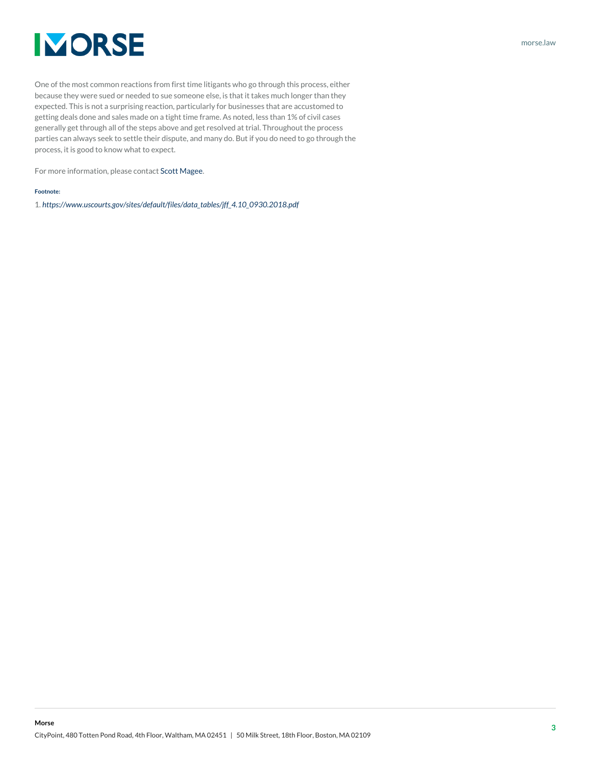One of the most common reactions from first time litigants who go through this process, either because they were sued or needed to sue someone else, is that it takes much longer than they expected. This is not a surprising reaction, particularly for businesses that are accustomed to getting deals done and sales made on a tight time frame. As noted, less than 1% of civil cases generally get through all of the steps above and get resolved at trial. Throughout the process parties can always seek to settle their dispute, and many do. But if you do need to go through the process, it is good to know what to expect.

For more information, please contact Scott Magee.

**Footnote:**

1. *https://www.uscourts.gov/sites/default/files/data_tables/jff_4.10_0930.2018.pdf*